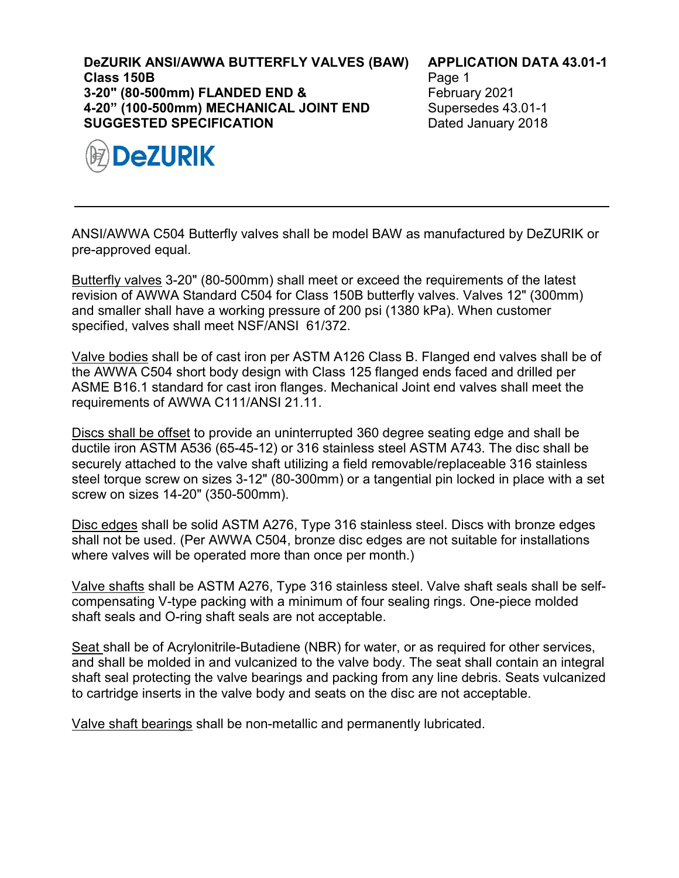**DeZURIK ANSI/AWWA BUTTERFLY VALVES (BAW)**
**Class 150B**
**3-20" (80-500mm) FLANDED END &**
**4-20" (100-500mm) MECHANICAL JOINT END**
**SUGGESTED SPECIFICATION**

**APPLICATION DATA 43.01-1**
Page 1
February 2021
Supersedes 43.01-1
Dated January 2018

DeZURIK

---

ANSI/AWWA C504 Butterfly valves shall be model BAW as manufactured by DeZURIK or pre-approved equal.

Butterfly valves 3-20" (80-500mm) shall meet or exceed the requirements of the latest revision of AWWA Standard C504 for Class 150B butterfly valves. Valves 12" (300mm) and smaller shall have a working pressure of 200 psi (1380 kPa). When customer specified, valves shall meet NSF/ANSI 61/372.

Valve bodies shall be of cast iron per ASTM A126 Class B. Flanged end valves shall be of the AWWA C504 short body design with Class 125 flanged ends faced and drilled per ASME B16.1 standard for cast iron flanges. Mechanical Joint end valves shall meet the requirements of AWWA C111/ANSI 21.11.

Discs shall be offset to provide an uninterrupted 360 degree seating edge and shall be ductile iron ASTM A536 (65-45-12) or 316 stainless steel ASTM A743. The disc shall be securely attached to the valve shaft utilizing a field removable/replaceable 316 stainless steel torque screw on sizes 3-12" (80-300mm) or a tangential pin locked in place with a set screw on sizes 14-20" (350-500mm).

Disc edges shall be solid ASTM A276, Type 316 stainless steel. Discs with bronze edges shall not be used. (Per AWWA C504, bronze disc edges are not suitable for installations where valves will be operated more than once per month.)

Valve shafts shall be ASTM A276, Type 316 stainless steel. Valve shaft seals shall be self-compensating V-type packing with a minimum of four sealing rings. One-piece molded shaft seals and O-ring shaft seals are not acceptable.

Seat shall be of Acrylonitrile-Butadiene (NBR) for water, or as required for other services, and shall be molded in and vulcanized to the valve body. The seat shall contain an integral shaft seal protecting the valve bearings and packing from any line debris. Seats vulcanized to cartridge inserts in the valve body and seats on the disc are not acceptable.

Valve shaft bearings shall be non-metallic and permanently lubricated.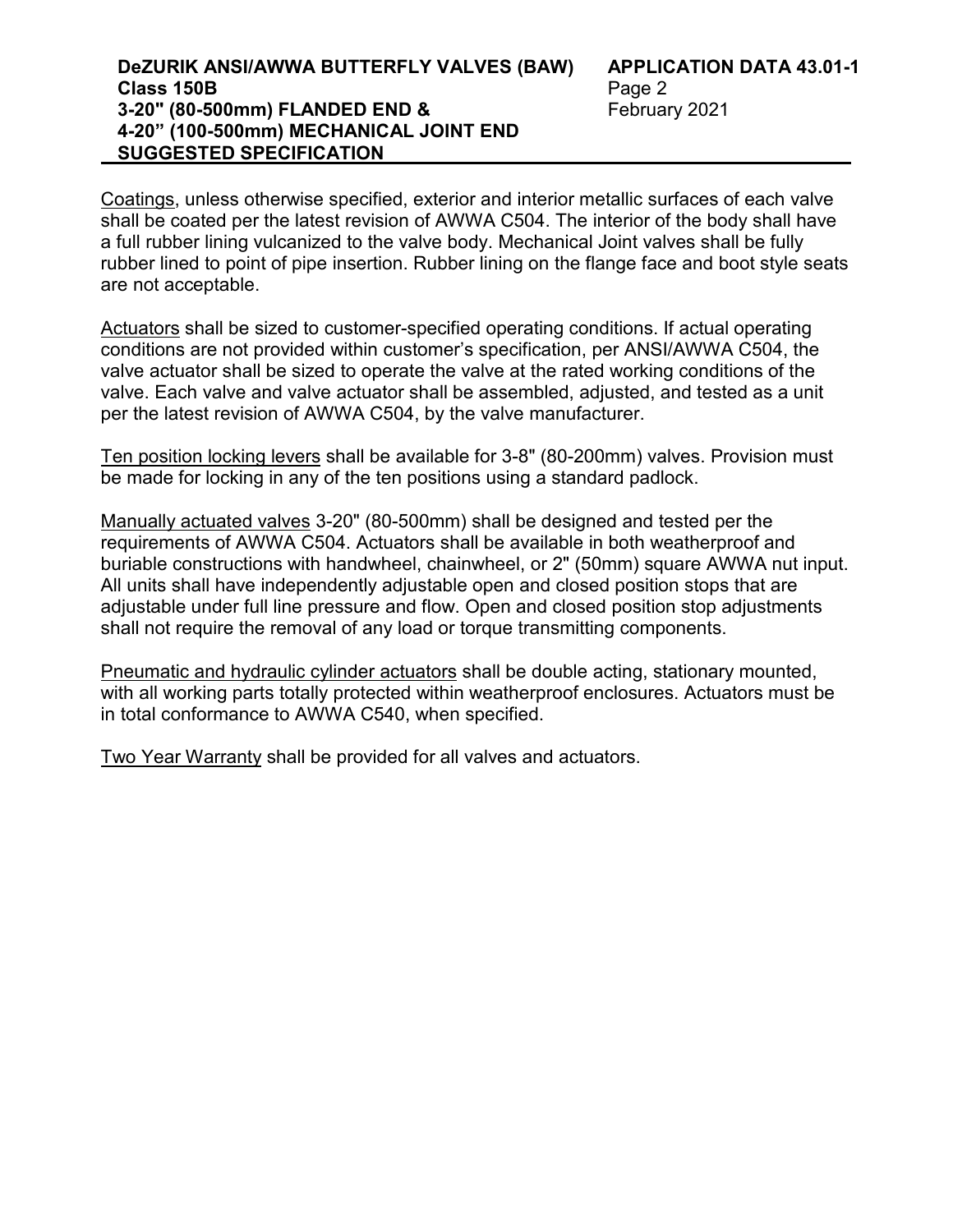Coatings, unless otherwise specified, exterior and interior metallic surfaces of each valve shall be coated per the latest revision of AWWA C504. The interior of the body shall have a full rubber lining vulcanized to the valve body. Mechanical Joint valves shall be fully rubber lined to point of pipe insertion. Rubber lining on the flange face and boot style seats are not acceptable.

Actuators shall be sized to customer-specified operating conditions. If actual operating conditions are not provided within customer's specification, per ANSI/AWWA C504, the valve actuator shall be sized to operate the valve at the rated working conditions of the valve. Each valve and valve actuator shall be assembled, adjusted, and tested as a unit per the latest revision of AWWA C504, by the valve manufacturer.

Ten position locking levers shall be available for 3-8" (80-200mm) valves. Provision must be made for locking in any of the ten positions using a standard padlock.

Manually actuated valves 3-20" (80-500mm) shall be designed and tested per the requirements of AWWA C504. Actuators shall be available in both weatherproof and buriable constructions with handwheel, chainwheel, or 2" (50mm) square AWWA nut input. All units shall have independently adjustable open and closed position stops that are adjustable under full line pressure and flow. Open and closed position stop adjustments shall not require the removal of any load or torque transmitting components.

Pneumatic and hydraulic cylinder actuators shall be double acting, stationary mounted, with all working parts totally protected within weatherproof enclosures. Actuators must be in total conformance to AWWA C540, when specified.

Two Year Warranty shall be provided for all valves and actuators.